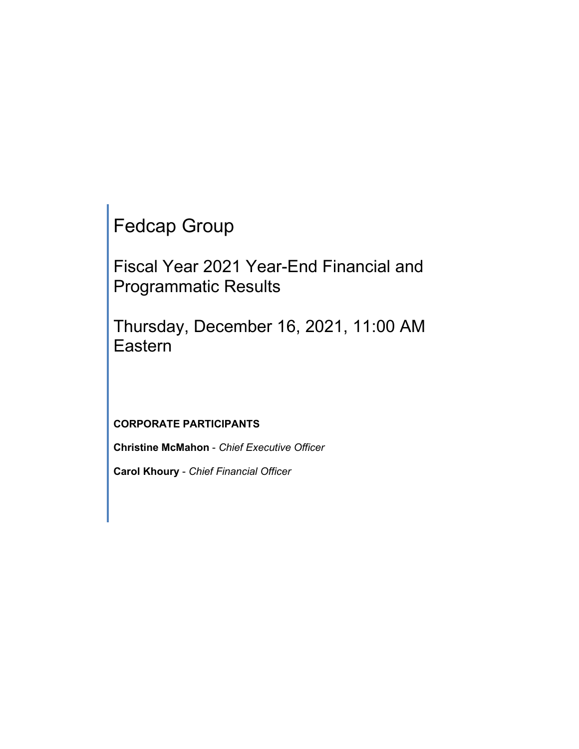# Fedcap Group

## Fiscal Year 2021 Year-End Financial and Programmatic Results

## Thursday, December 16, 2021, 11:00 AM Eastern

**CORPORATE PARTICIPANTS**

**Christine McMahon** - *Chief Executive Officer*

**Carol Khoury** - *Chief Financial Officer*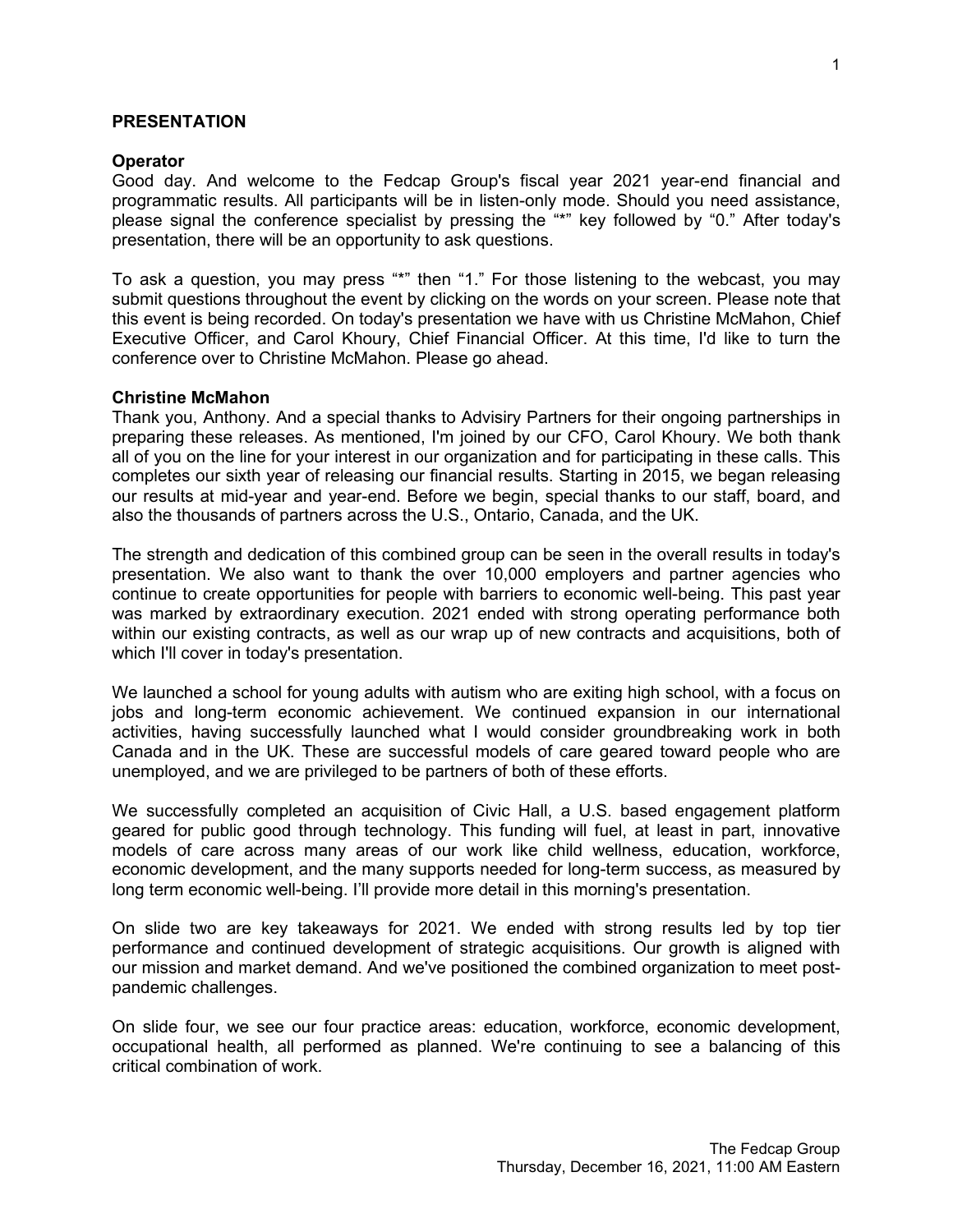**PRESENTATION**

**Operator**
Good day. And welcome to the Fedcap Group's fiscal year 2021 year-end financial and programmatic results. All participants will be in listen-only mode. Should you need assistance, please signal the conference specialist by pressing the "*" key followed by "0." After today's presentation, there will be an opportunity to ask questions.

To ask a question, you may press "*" then "1." For those listening to the webcast, you may submit questions throughout the event by clicking on the words on your screen. Please note that this event is being recorded. On today's presentation we have with us Christine McMahon, Chief Executive Officer, and Carol Khoury, Chief Financial Officer. At this time, I'd like to turn the conference over to Christine McMahon. Please go ahead.

**Christine McMahon**
Thank you, Anthony. And a special thanks to Advisiry Partners for their ongoing partnerships in preparing these releases. As mentioned, I'm joined by our CFO, Carol Khoury. We both thank all of you on the line for your interest in our organization and for participating in these calls. This completes our sixth year of releasing our financial results. Starting in 2015, we began releasing our results at mid-year and year-end. Before we begin, special thanks to our staff, board, and also the thousands of partners across the U.S., Ontario, Canada, and the UK.

The strength and dedication of this combined group can be seen in the overall results in today's presentation. We also want to thank the over 10,000 employers and partner agencies who continue to create opportunities for people with barriers to economic well-being. This past year was marked by extraordinary execution. 2021 ended with strong operating performance both within our existing contracts, as well as our wrap up of new contracts and acquisitions, both of which I'll cover in today's presentation.

We launched a school for young adults with autism who are exiting high school, with a focus on jobs and long-term economic achievement. We continued expansion in our international activities, having successfully launched what I would consider groundbreaking work in both Canada and in the UK. These are successful models of care geared toward people who are unemployed, and we are privileged to be partners of both of these efforts.

We successfully completed an acquisition of Civic Hall, a U.S. based engagement platform geared for public good through technology. This funding will fuel, at least in part, innovative models of care across many areas of our work like child wellness, education, workforce, economic development, and the many supports needed for long-term success, as measured by long term economic well-being. I'll provide more detail in this morning's presentation.

On slide two are key takeaways for 2021. We ended with strong results led by top tier performance and continued development of strategic acquisitions. Our growth is aligned with our mission and market demand. And we've positioned the combined organization to meet post-pandemic challenges.

On slide four, we see our four practice areas: education, workforce, economic development, occupational health, all performed as planned. We're continuing to see a balancing of this critical combination of work.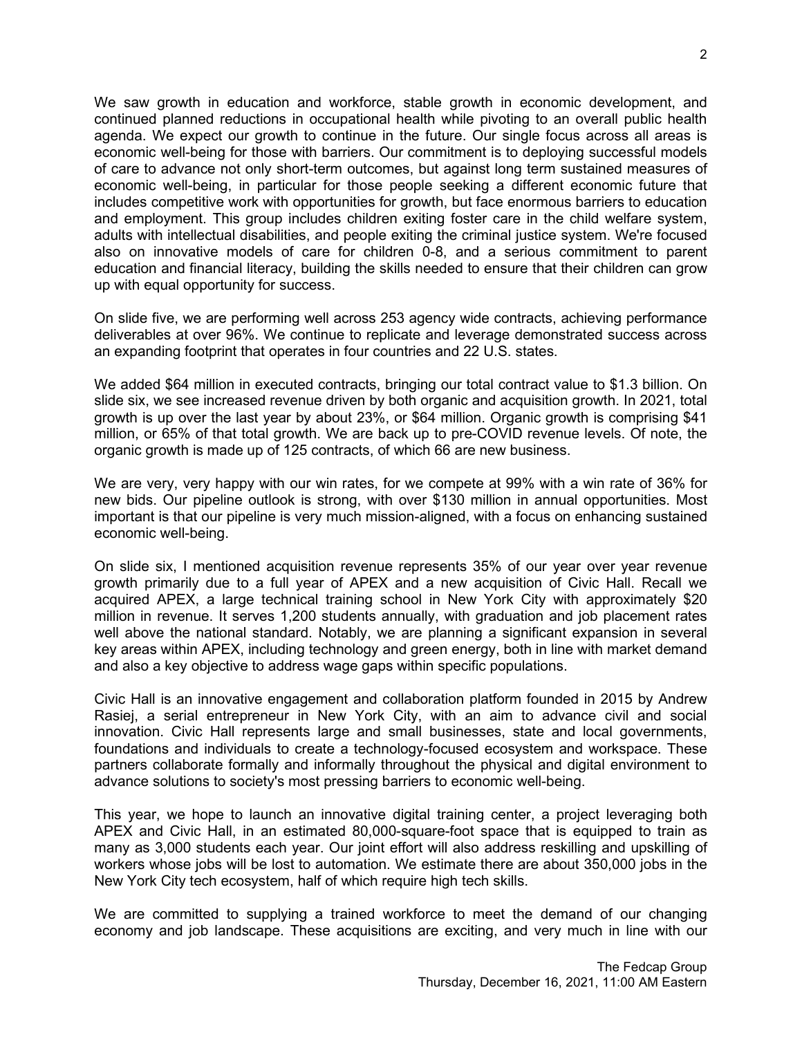We saw growth in education and workforce, stable growth in economic development, and continued planned reductions in occupational health while pivoting to an overall public health agenda. We expect our growth to continue in the future. Our single focus across all areas is economic well-being for those with barriers. Our commitment is to deploying successful models of care to advance not only short-term outcomes, but against long term sustained measures of economic well-being, in particular for those people seeking a different economic future that includes competitive work with opportunities for growth, but face enormous barriers to education and employment. This group includes children exiting foster care in the child welfare system, adults with intellectual disabilities, and people exiting the criminal justice system. We're focused also on innovative models of care for children 0-8, and a serious commitment to parent education and financial literacy, building the skills needed to ensure that their children can grow up with equal opportunity for success.

On slide five, we are performing well across 253 agency wide contracts, achieving performance deliverables at over 96%. We continue to replicate and leverage demonstrated success across an expanding footprint that operates in four countries and 22 U.S. states.

We added $64 million in executed contracts, bringing our total contract value to $1.3 billion. On slide six, we see increased revenue driven by both organic and acquisition growth. In 2021, total growth is up over the last year by about 23%, or $64 million. Organic growth is comprising $41 million, or 65% of that total growth. We are back up to pre-COVID revenue levels. Of note, the organic growth is made up of 125 contracts, of which 66 are new business.

We are very, very happy with our win rates, for we compete at 99% with a win rate of 36% for new bids. Our pipeline outlook is strong, with over $130 million in annual opportunities. Most important is that our pipeline is very much mission-aligned, with a focus on enhancing sustained economic well-being.

On slide six, I mentioned acquisition revenue represents 35% of our year over year revenue growth primarily due to a full year of APEX and a new acquisition of Civic Hall. Recall we acquired APEX, a large technical training school in New York City with approximately $20 million in revenue. It serves 1,200 students annually, with graduation and job placement rates well above the national standard. Notably, we are planning a significant expansion in several key areas within APEX, including technology and green energy, both in line with market demand and also a key objective to address wage gaps within specific populations.

Civic Hall is an innovative engagement and collaboration platform founded in 2015 by Andrew Rasiej, a serial entrepreneur in New York City, with an aim to advance civil and social innovation. Civic Hall represents large and small businesses, state and local governments, foundations and individuals to create a technology-focused ecosystem and workspace. These partners collaborate formally and informally throughout the physical and digital environment to advance solutions to society's most pressing barriers to economic well-being.

This year, we hope to launch an innovative digital training center, a project leveraging both APEX and Civic Hall, in an estimated 80,000-square-foot space that is equipped to train as many as 3,000 students each year. Our joint effort will also address reskilling and upskilling of workers whose jobs will be lost to automation. We estimate there are about 350,000 jobs in the New York City tech ecosystem, half of which require high tech skills.

We are committed to supplying a trained workforce to meet the demand of our changing economy and job landscape. These acquisitions are exciting, and very much in line with our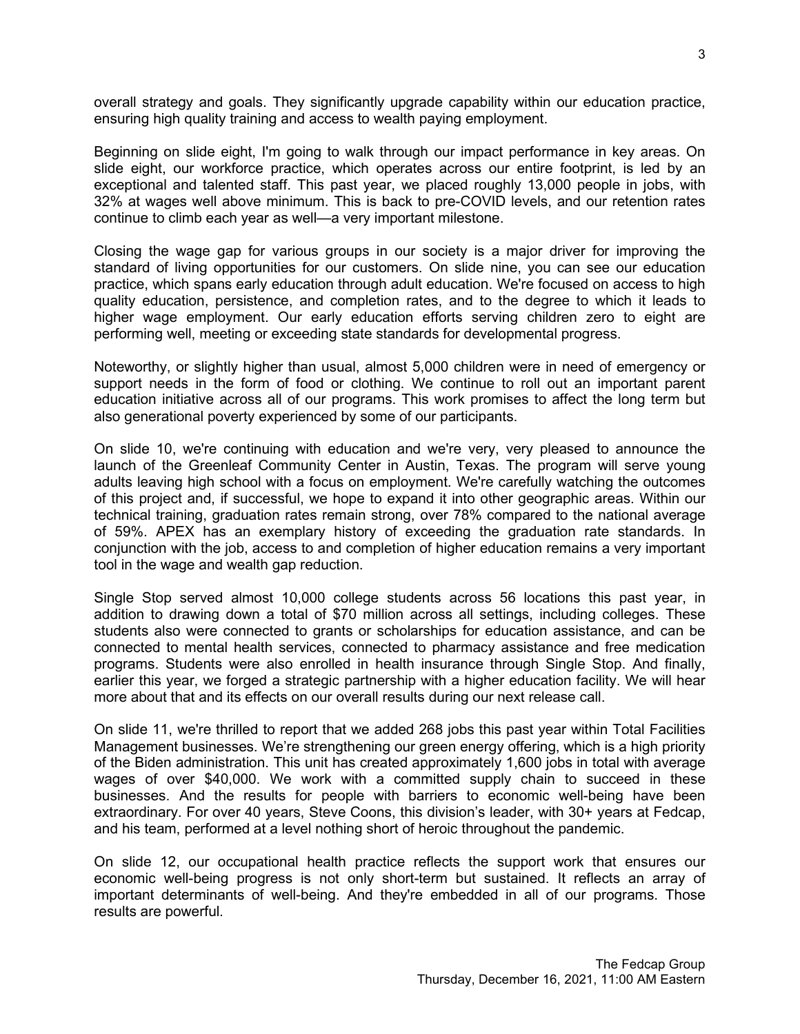overall strategy and goals. They significantly upgrade capability within our education practice, ensuring high quality training and access to wealth paying employment.

Beginning on slide eight, I'm going to walk through our impact performance in key areas. On slide eight, our workforce practice, which operates across our entire footprint, is led by an exceptional and talented staff. This past year, we placed roughly 13,000 people in jobs, with 32% at wages well above minimum. This is back to pre-COVID levels, and our retention rates continue to climb each year as well—a very important milestone.

Closing the wage gap for various groups in our society is a major driver for improving the standard of living opportunities for our customers. On slide nine, you can see our education practice, which spans early education through adult education. We're focused on access to high quality education, persistence, and completion rates, and to the degree to which it leads to higher wage employment. Our early education efforts serving children zero to eight are performing well, meeting or exceeding state standards for developmental progress.

Noteworthy, or slightly higher than usual, almost 5,000 children were in need of emergency or support needs in the form of food or clothing. We continue to roll out an important parent education initiative across all of our programs. This work promises to affect the long term but also generational poverty experienced by some of our participants.

On slide 10, we're continuing with education and we're very, very pleased to announce the launch of the Greenleaf Community Center in Austin, Texas. The program will serve young adults leaving high school with a focus on employment. We're carefully watching the outcomes of this project and, if successful, we hope to expand it into other geographic areas. Within our technical training, graduation rates remain strong, over 78% compared to the national average of 59%. APEX has an exemplary history of exceeding the graduation rate standards. In conjunction with the job, access to and completion of higher education remains a very important tool in the wage and wealth gap reduction.

Single Stop served almost 10,000 college students across 56 locations this past year, in addition to drawing down a total of $70 million across all settings, including colleges. These students also were connected to grants or scholarships for education assistance, and can be connected to mental health services, connected to pharmacy assistance and free medication programs. Students were also enrolled in health insurance through Single Stop. And finally, earlier this year, we forged a strategic partnership with a higher education facility. We will hear more about that and its effects on our overall results during our next release call.

On slide 11, we're thrilled to report that we added 268 jobs this past year within Total Facilities Management businesses. We're strengthening our green energy offering, which is a high priority of the Biden administration. This unit has created approximately 1,600 jobs in total with average wages of over $40,000. We work with a committed supply chain to succeed in these businesses. And the results for people with barriers to economic well-being have been extraordinary. For over 40 years, Steve Coons, this division's leader, with 30+ years at Fedcap, and his team, performed at a level nothing short of heroic throughout the pandemic.

On slide 12, our occupational health practice reflects the support work that ensures our economic well-being progress is not only short-term but sustained. It reflects an array of important determinants of well-being. And they're embedded in all of our programs. Those results are powerful.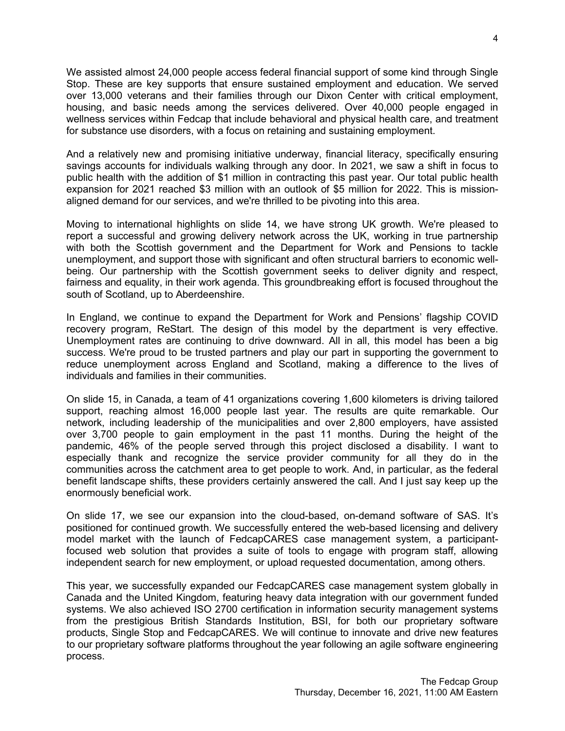We assisted almost 24,000 people access federal financial support of some kind through Single Stop. These are key supports that ensure sustained employment and education. We served over 13,000 veterans and their families through our Dixon Center with critical employment, housing, and basic needs among the services delivered. Over 40,000 people engaged in wellness services within Fedcap that include behavioral and physical health care, and treatment for substance use disorders, with a focus on retaining and sustaining employment.

And a relatively new and promising initiative underway, financial literacy, specifically ensuring savings accounts for individuals walking through any door. In 2021, we saw a shift in focus to public health with the addition of $1 million in contracting this past year. Our total public health expansion for 2021 reached $3 million with an outlook of $5 million for 2022. This is mission-aligned demand for our services, and we're thrilled to be pivoting into this area.

Moving to international highlights on slide 14, we have strong UK growth. We're pleased to report a successful and growing delivery network across the UK, working in true partnership with both the Scottish government and the Department for Work and Pensions to tackle unemployment, and support those with significant and often structural barriers to economic well-being. Our partnership with the Scottish government seeks to deliver dignity and respect, fairness and equality, in their work agenda. This groundbreaking effort is focused throughout the south of Scotland, up to Aberdeenshire.

In England, we continue to expand the Department for Work and Pensions' flagship COVID recovery program, ReStart. The design of this model by the department is very effective. Unemployment rates are continuing to drive downward. All in all, this model has been a big success. We're proud to be trusted partners and play our part in supporting the government to reduce unemployment across England and Scotland, making a difference to the lives of individuals and families in their communities.

On slide 15, in Canada, a team of 41 organizations covering 1,600 kilometers is driving tailored support, reaching almost 16,000 people last year. The results are quite remarkable. Our network, including leadership of the municipalities and over 2,800 employers, have assisted over 3,700 people to gain employment in the past 11 months. During the height of the pandemic, 46% of the people served through this project disclosed a disability. I want to especially thank and recognize the service provider community for all they do in the communities across the catchment area to get people to work. And, in particular, as the federal benefit landscape shifts, these providers certainly answered the call. And I just say keep up the enormously beneficial work.

On slide 17, we see our expansion into the cloud-based, on-demand software of SAS. It's positioned for continued growth. We successfully entered the web-based licensing and delivery model market with the launch of FedcapCARES case management system, a participant-focused web solution that provides a suite of tools to engage with program staff, allowing independent search for new employment, or upload requested documentation, among others.

This year, we successfully expanded our FedcapCARES case management system globally in Canada and the United Kingdom, featuring heavy data integration with our government funded systems. We also achieved ISO 2700 certification in information security management systems from the prestigious British Standards Institution, BSI, for both our proprietary software products, Single Stop and FedcapCARES. We will continue to innovate and drive new features to our proprietary software platforms throughout the year following an agile software engineering process.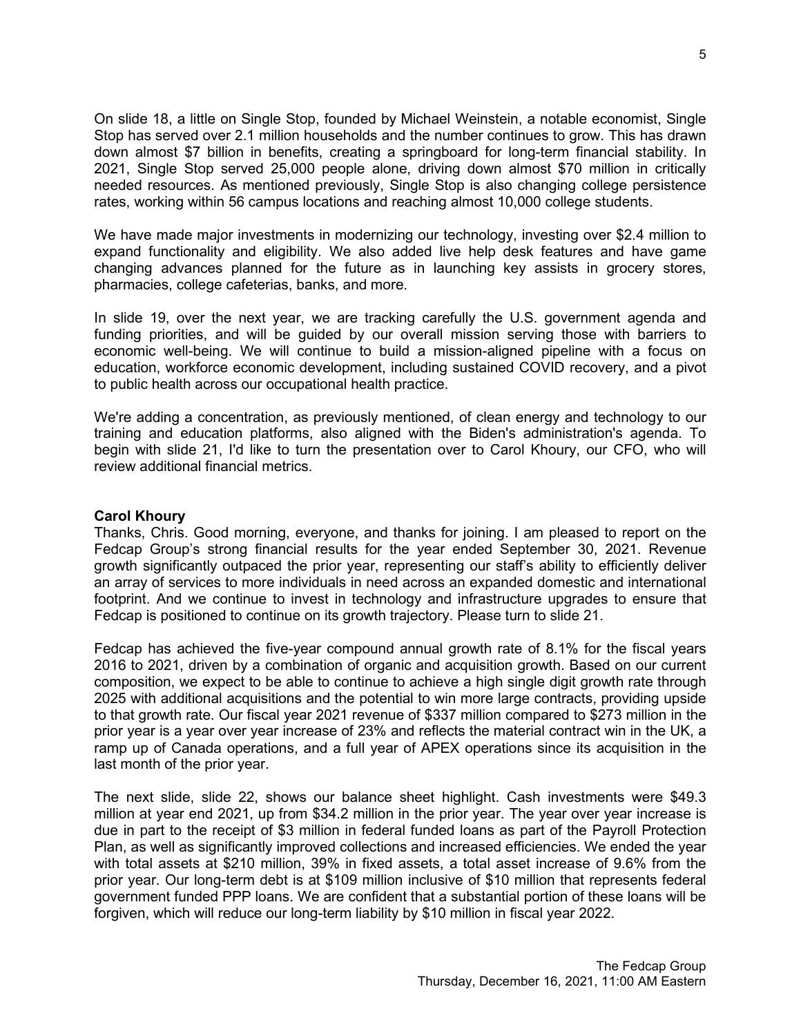On slide 18, a little on Single Stop, founded by Michael Weinstein, a notable economist, Single Stop has served over 2.1 million households and the number continues to grow. This has drawn down almost $7 billion in benefits, creating a springboard for long-term financial stability. In 2021, Single Stop served 25,000 people alone, driving down almost $70 million in critically needed resources. As mentioned previously, Single Stop is also changing college persistence rates, working within 56 campus locations and reaching almost 10,000 college students.

We have made major investments in modernizing our technology, investing over $2.4 million to expand functionality and eligibility. We also added live help desk features and have game changing advances planned for the future as in launching key assists in grocery stores, pharmacies, college cafeterias, banks, and more.

In slide 19, over the next year, we are tracking carefully the U.S. government agenda and funding priorities, and will be guided by our overall mission serving those with barriers to economic well-being. We will continue to build a mission-aligned pipeline with a focus on education, workforce economic development, including sustained COVID recovery, and a pivot to public health across our occupational health practice.

We're adding a concentration, as previously mentioned, of clean energy and technology to our training and education platforms, also aligned with the Biden's administration's agenda. To begin with slide 21, I'd like to turn the presentation over to Carol Khoury, our CFO, who will review additional financial metrics.

**Carol Khoury**
Thanks, Chris. Good morning, everyone, and thanks for joining. I am pleased to report on the Fedcap Group's strong financial results for the year ended September 30, 2021. Revenue growth significantly outpaced the prior year, representing our staff's ability to efficiently deliver an array of services to more individuals in need across an expanded domestic and international footprint. And we continue to invest in technology and infrastructure upgrades to ensure that Fedcap is positioned to continue on its growth trajectory. Please turn to slide 21.

Fedcap has achieved the five-year compound annual growth rate of 8.1% for the fiscal years 2016 to 2021, driven by a combination of organic and acquisition growth. Based on our current composition, we expect to be able to continue to achieve a high single digit growth rate through 2025 with additional acquisitions and the potential to win more large contracts, providing upside to that growth rate. Our fiscal year 2021 revenue of $337 million compared to $273 million in the prior year is a year over year increase of 23% and reflects the material contract win in the UK, a ramp up of Canada operations, and a full year of APEX operations since its acquisition in the last month of the prior year.

The next slide, slide 22, shows our balance sheet highlight. Cash investments were $49.3 million at year end 2021, up from $34.2 million in the prior year. The year over year increase is due in part to the receipt of $3 million in federal funded loans as part of the Payroll Protection Plan, as well as significantly improved collections and increased efficiencies. We ended the year with total assets at $210 million, 39% in fixed assets, a total asset increase of 9.6% from the prior year. Our long-term debt is at $109 million inclusive of $10 million that represents federal government funded PPP loans. We are confident that a substantial portion of these loans will be forgiven, which will reduce our long-term liability by $10 million in fiscal year 2022.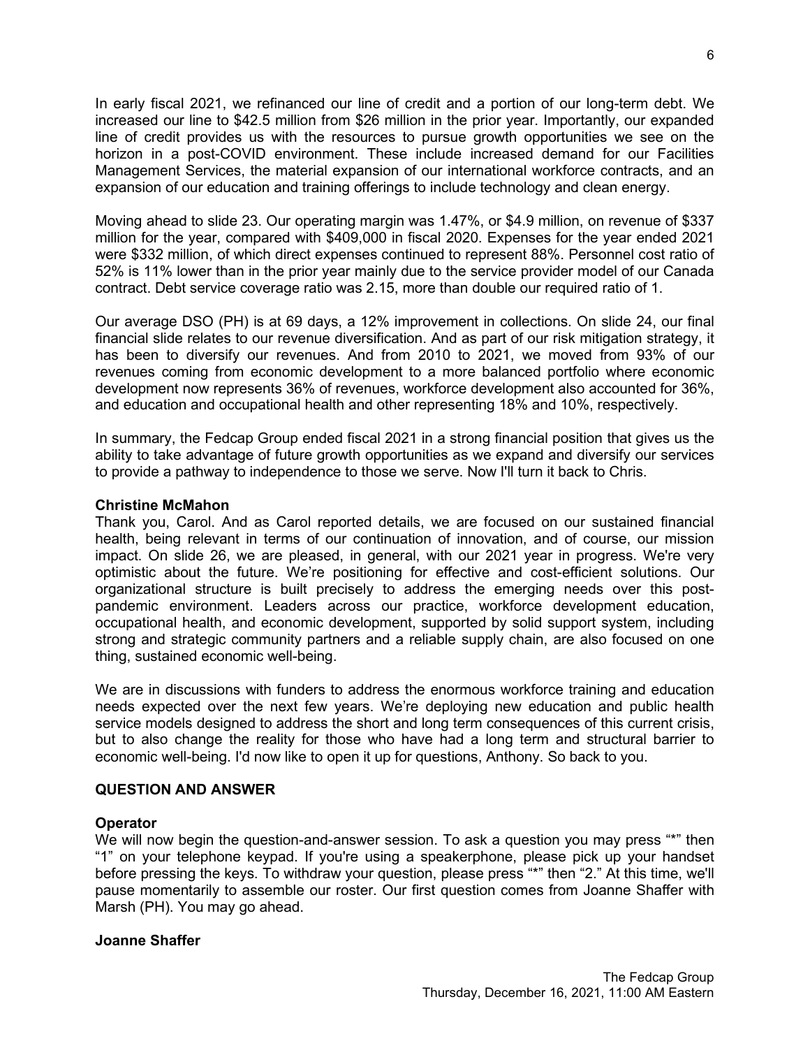In early fiscal 2021, we refinanced our line of credit and a portion of our long-term debt. We increased our line to $42.5 million from $26 million in the prior year. Importantly, our expanded line of credit provides us with the resources to pursue growth opportunities we see on the horizon in a post-COVID environment. These include increased demand for our Facilities Management Services, the material expansion of our international workforce contracts, and an expansion of our education and training offerings to include technology and clean energy.

Moving ahead to slide 23. Our operating margin was 1.47%, or $4.9 million, on revenue of $337 million for the year, compared with $409,000 in fiscal 2020. Expenses for the year ended 2021 were $332 million, of which direct expenses continued to represent 88%. Personnel cost ratio of 52% is 11% lower than in the prior year mainly due to the service provider model of our Canada contract. Debt service coverage ratio was 2.15, more than double our required ratio of 1.

Our average DSO (PH) is at 69 days, a 12% improvement in collections. On slide 24, our final financial slide relates to our revenue diversification. And as part of our risk mitigation strategy, it has been to diversify our revenues. And from 2010 to 2021, we moved from 93% of our revenues coming from economic development to a more balanced portfolio where economic development now represents 36% of revenues, workforce development also accounted for 36%, and education and occupational health and other representing 18% and 10%, respectively.

In summary, the Fedcap Group ended fiscal 2021 in a strong financial position that gives us the ability to take advantage of future growth opportunities as we expand and diversify our services to provide a pathway to independence to those we serve. Now I'll turn it back to Chris.

**Christine McMahon**
Thank you, Carol. And as Carol reported details, we are focused on our sustained financial health, being relevant in terms of our continuation of innovation, and of course, our mission impact. On slide 26, we are pleased, in general, with our 2021 year in progress. We're very optimistic about the future. We're positioning for effective and cost-efficient solutions. Our organizational structure is built precisely to address the emerging needs over this post-pandemic environment. Leaders across our practice, workforce development education, occupational health, and economic development, supported by solid support system, including strong and strategic community partners and a reliable supply chain, are also focused on one thing, sustained economic well-being.

We are in discussions with funders to address the enormous workforce training and education needs expected over the next few years. We're deploying new education and public health service models designed to address the short and long term consequences of this current crisis, but to also change the reality for those who have had a long term and structural barrier to economic well-being. I'd now like to open it up for questions, Anthony. So back to you.

## QUESTION AND ANSWER

**Operator**
We will now begin the question-and-answer session. To ask a question you may press "*" then "1" on your telephone keypad. If you're using a speakerphone, please pick up your handset before pressing the keys. To withdraw your question, please press "*" then "2." At this time, we'll pause momentarily to assemble our roster. Our first question comes from Joanne Shaffer with Marsh (PH). You may go ahead.

**Joanne Shaffer**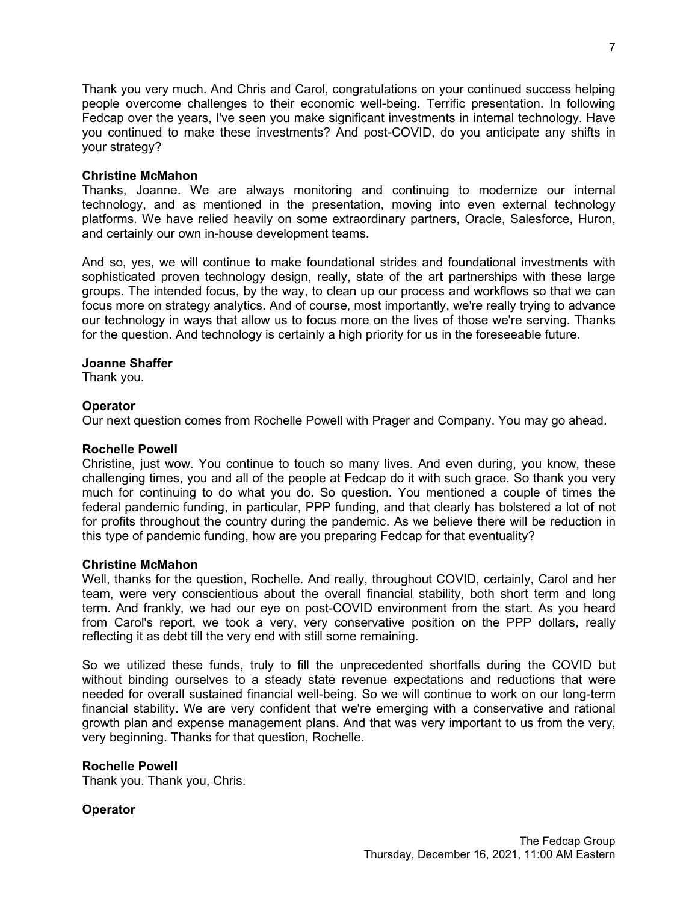Thank you very much. And Chris and Carol, congratulations on your continued success helping people overcome challenges to their economic well-being. Terrific presentation. In following Fedcap over the years, I've seen you make significant investments in internal technology. Have you continued to make these investments? And post-COVID, do you anticipate any shifts in your strategy?

**Christine McMahon**
Thanks, Joanne. We are always monitoring and continuing to modernize our internal technology, and as mentioned in the presentation, moving into even external technology platforms. We have relied heavily on some extraordinary partners, Oracle, Salesforce, Huron, and certainly our own in-house development teams.

And so, yes, we will continue to make foundational strides and foundational investments with sophisticated proven technology design, really, state of the art partnerships with these large groups. The intended focus, by the way, to clean up our process and workflows so that we can focus more on strategy analytics. And of course, most importantly, we're really trying to advance our technology in ways that allow us to focus more on the lives of those we're serving. Thanks for the question. And technology is certainly a high priority for us in the foreseeable future.

**Joanne Shaffer**
Thank you.

**Operator**
Our next question comes from Rochelle Powell with Prager and Company. You may go ahead.

**Rochelle Powell**
Christine, just wow. You continue to touch so many lives. And even during, you know, these challenging times, you and all of the people at Fedcap do it with such grace. So thank you very much for continuing to do what you do. So question. You mentioned a couple of times the federal pandemic funding, in particular, PPP funding, and that clearly has bolstered a lot of not for profits throughout the country during the pandemic. As we believe there will be reduction in this type of pandemic funding, how are you preparing Fedcap for that eventuality?

**Christine McMahon**
Well, thanks for the question, Rochelle. And really, throughout COVID, certainly, Carol and her team, were very conscientious about the overall financial stability, both short term and long term. And frankly, we had our eye on post-COVID environment from the start. As you heard from Carol's report, we took a very, very conservative position on the PPP dollars, really reflecting it as debt till the very end with still some remaining.

So we utilized these funds, truly to fill the unprecedented shortfalls during the COVID but without binding ourselves to a steady state revenue expectations and reductions that were needed for overall sustained financial well-being. So we will continue to work on our long-term financial stability. We are very confident that we're emerging with a conservative and rational growth plan and expense management plans. And that was very important to us from the very, very beginning. Thanks for that question, Rochelle.

**Rochelle Powell**
Thank you. Thank you, Chris.

**Operator**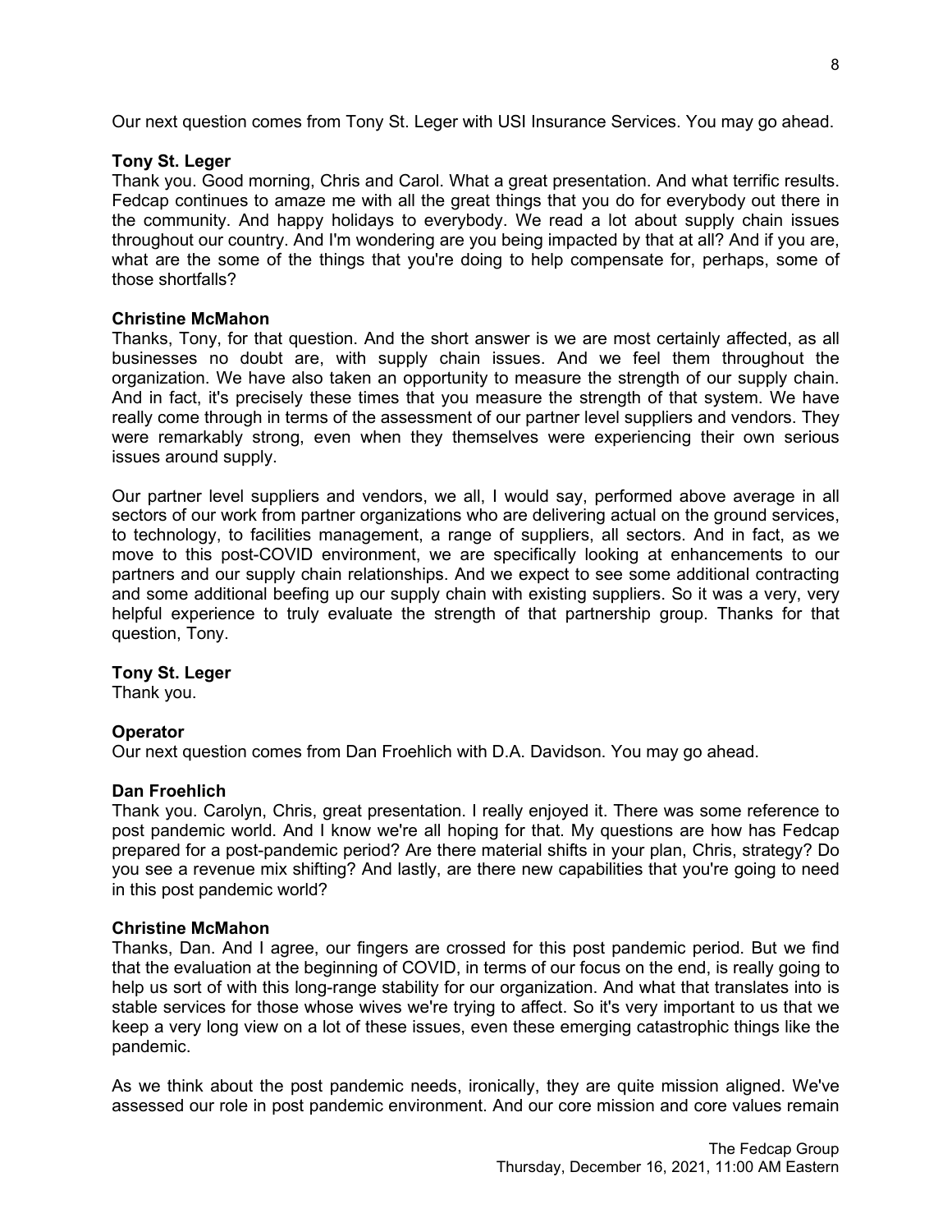Our next question comes from Tony St. Leger with USI Insurance Services. You may go ahead.

**Tony St. Leger**
Thank you. Good morning, Chris and Carol. What a great presentation. And what terrific results. Fedcap continues to amaze me with all the great things that you do for everybody out there in the community. And happy holidays to everybody. We read a lot about supply chain issues throughout our country. And I'm wondering are you being impacted by that at all? And if you are, what are the some of the things that you're doing to help compensate for, perhaps, some of those shortfalls?

**Christine McMahon**
Thanks, Tony, for that question. And the short answer is we are most certainly affected, as all businesses no doubt are, with supply chain issues. And we feel them throughout the organization. We have also taken an opportunity to measure the strength of our supply chain. And in fact, it's precisely these times that you measure the strength of that system. We have really come through in terms of the assessment of our partner level suppliers and vendors. They were remarkably strong, even when they themselves were experiencing their own serious issues around supply.

Our partner level suppliers and vendors, we all, I would say, performed above average in all sectors of our work from partner organizations who are delivering actual on the ground services, to technology, to facilities management, a range of suppliers, all sectors. And in fact, as we move to this post-COVID environment, we are specifically looking at enhancements to our partners and our supply chain relationships. And we expect to see some additional contracting and some additional beefing up our supply chain with existing suppliers. So it was a very, very helpful experience to truly evaluate the strength of that partnership group. Thanks for that question, Tony.

**Tony St. Leger**
Thank you.

**Operator**
Our next question comes from Dan Froehlich with D.A. Davidson. You may go ahead.

**Dan Froehlich**
Thank you. Carolyn, Chris, great presentation. I really enjoyed it. There was some reference to post pandemic world. And I know we're all hoping for that. My questions are how has Fedcap prepared for a post-pandemic period? Are there material shifts in your plan, Chris, strategy? Do you see a revenue mix shifting? And lastly, are there new capabilities that you're going to need in this post pandemic world?

**Christine McMahon**
Thanks, Dan. And I agree, our fingers are crossed for this post pandemic period. But we find that the evaluation at the beginning of COVID, in terms of our focus on the end, is really going to help us sort of with this long-range stability for our organization. And what that translates into is stable services for those whose wives we're trying to affect. So it's very important to us that we keep a very long view on a lot of these issues, even these emerging catastrophic things like the pandemic.

As we think about the post pandemic needs, ironically, they are quite mission aligned. We've assessed our role in post pandemic environment. And our core mission and core values remain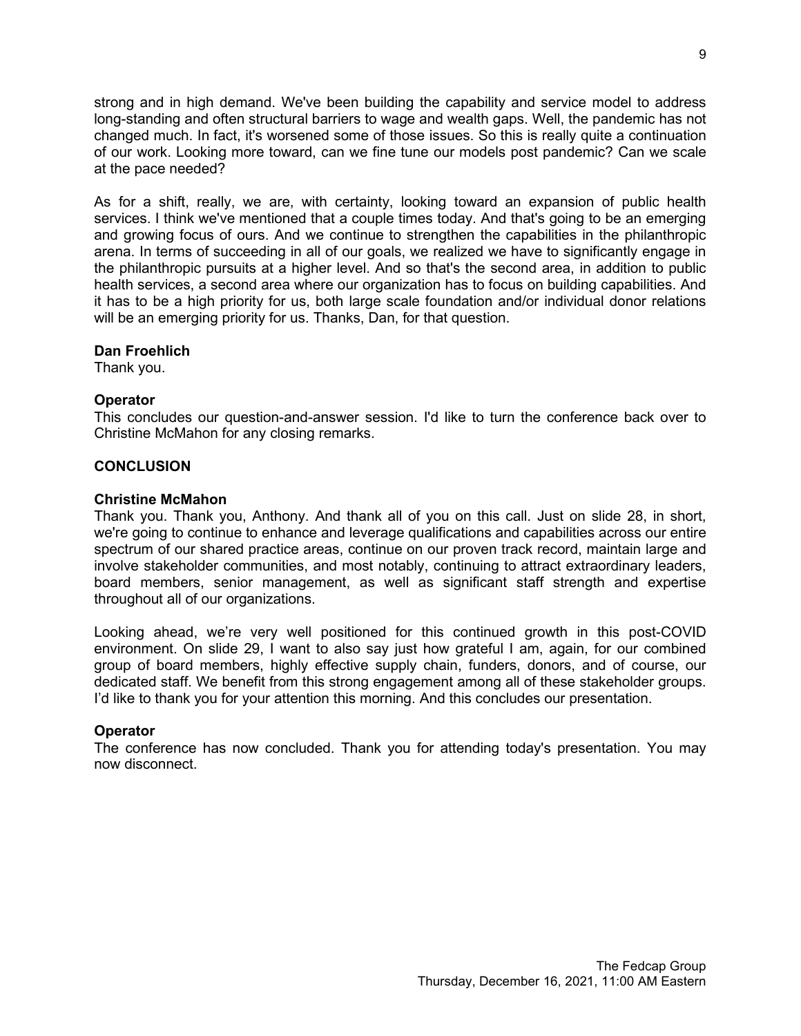strong and in high demand. We've been building the capability and service model to address long-standing and often structural barriers to wage and wealth gaps. Well, the pandemic has not changed much. In fact, it's worsened some of those issues. So this is really quite a continuation of our work. Looking more toward, can we fine tune our models post pandemic? Can we scale at the pace needed?

As for a shift, really, we are, with certainty, looking toward an expansion of public health services. I think we've mentioned that a couple times today. And that's going to be an emerging and growing focus of ours. And we continue to strengthen the capabilities in the philanthropic arena. In terms of succeeding in all of our goals, we realized we have to significantly engage in the philanthropic pursuits at a higher level. And so that's the second area, in addition to public health services, a second area where our organization has to focus on building capabilities. And it has to be a high priority for us, both large scale foundation and/or individual donor relations will be an emerging priority for us. Thanks, Dan, for that question.

**Dan Froehlich**
Thank you.

**Operator**
This concludes our question-and-answer session. I'd like to turn the conference back over to Christine McMahon for any closing remarks.

**CONCLUSION**

**Christine McMahon**
Thank you. Thank you, Anthony. And thank all of you on this call. Just on slide 28, in short, we're going to continue to enhance and leverage qualifications and capabilities across our entire spectrum of our shared practice areas, continue on our proven track record, maintain large and involve stakeholder communities, and most notably, continuing to attract extraordinary leaders, board members, senior management, as well as significant staff strength and expertise throughout all of our organizations.

Looking ahead, we're very well positioned for this continued growth in this post-COVID environment. On slide 29, I want to also say just how grateful I am, again, for our combined group of board members, highly effective supply chain, funders, donors, and of course, our dedicated staff. We benefit from this strong engagement among all of these stakeholder groups. I'd like to thank you for your attention this morning. And this concludes our presentation.

**Operator**
The conference has now concluded. Thank you for attending today's presentation. You may now disconnect.